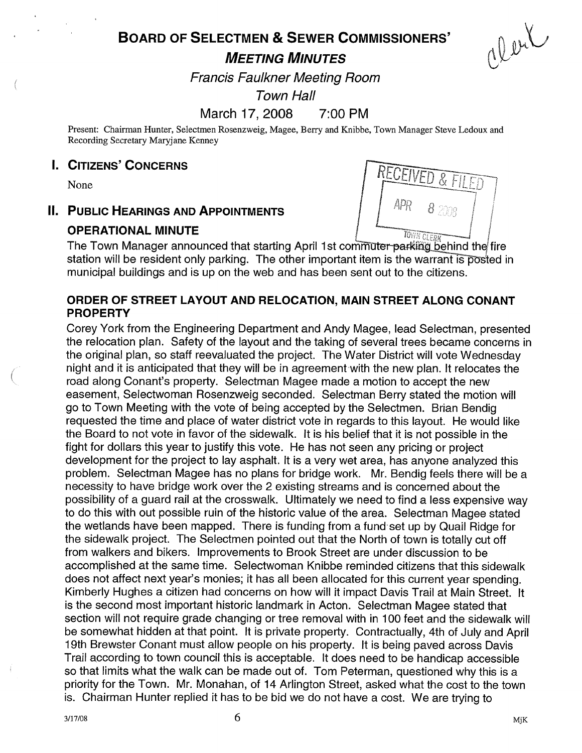# BOARD OF SELECTMEN & SEWER COMMISSIONERS'

## *MEETING MINUTES*

*Francis Faulkner Meeting Room*

*Town Hall*

March 17, 2008 7:00 PM

Present: Chairman Hunter, Selectmen Rosenzweig, Magee, Berry and Knibbe, Town Manager Steve Ledoux and Recording Secretary Maryjane Kenney

## I. CITIZENS' CONCERNS

None

## II. PUBLIC HEARINGS AND APPOINTMENTS

### OPERATIONAL MINUTE

The Town Manager announced that starting April 1st commuter parking behind the fire station will be resident only parking. The other important item is the warrant is posted in municipal buildings and is up on the web and has been sent out to the citizens.

### ORDER OF STREET LAYOUT AND RELOCATION, MAIN STREET ALONG CONANT PROPERTY

Corey York from the Engineering Department and Andy Magee, lead Selectman, presented the relocation plan. Safety of the layout and the taking of several trees became concerns in the original plan, so staff reevaluated the project. The Water District will vote Wednesday night and it is anticipated that they will be in agreement with the new plan. It relocates the road along Conant's property. Selectman Magee made a motion to accept the new easement, Selectwoman Rosenzweig seconded. Selectman Berry stated the motion will go to Town Meeting with the vote of being accepted by the Selectmen. Brian Bendig requested the time and place of water district vote in regards to this layout. He would like the Board to not vote in favor of the sidewalk. It is his belief that it is not possible in the fight for dollars this year to justify this vote. He has not seen any pricing or project development for the project to lay asphalt. It is a very wet area, has anyone analyzed this problem. Selectman Magee has no plans for bridge work. Mr. Bendig feels there will be a necessity to have bridge work over the 2 existing streams and is concerned about the possibility of a guard rail at the crosswalk. Ultimately we need to find a less expensive way to do this with out possible ruin of the historic value of the area. Selectman Magee stated the wetlands have been mapped. There is funding from a fund set up by Quail Ridge for the sidewalk project. The Selectmen pointed out that the North of town is totally cut off from walkers and bikers. Improvements to Brook Street are under discussion to be accomplished at the same time. Selectwoman Knibbe reminded citizens that this sidewalk does not affect next year's monies; it has all been allocated for this current year spending. Kimberly Hughes a citizen had concerns on how will it impact Davis Trail at Main Street. It is the second most important historic landmark in Acton. Selectman Magee stated that section will not require grade changing or tree removal with in 100 feet and the sidewalk will be somewhat hidden at that point. It is private property. Contractually, 4th of July and April 19th Brewster Conant must allow people on his property. It is being paved across Davis Trail according to town council this is acceptable. It does need to be handicap accessible so that limits what the walk can be made out of. Tom Peterman, questioned why this is a priority for the Town. Mr. Monahan, of 14 Arlington Street, asked what the cost to the town is. Chairman Hunter replied it has to be bid we do not have a cost. We are trying to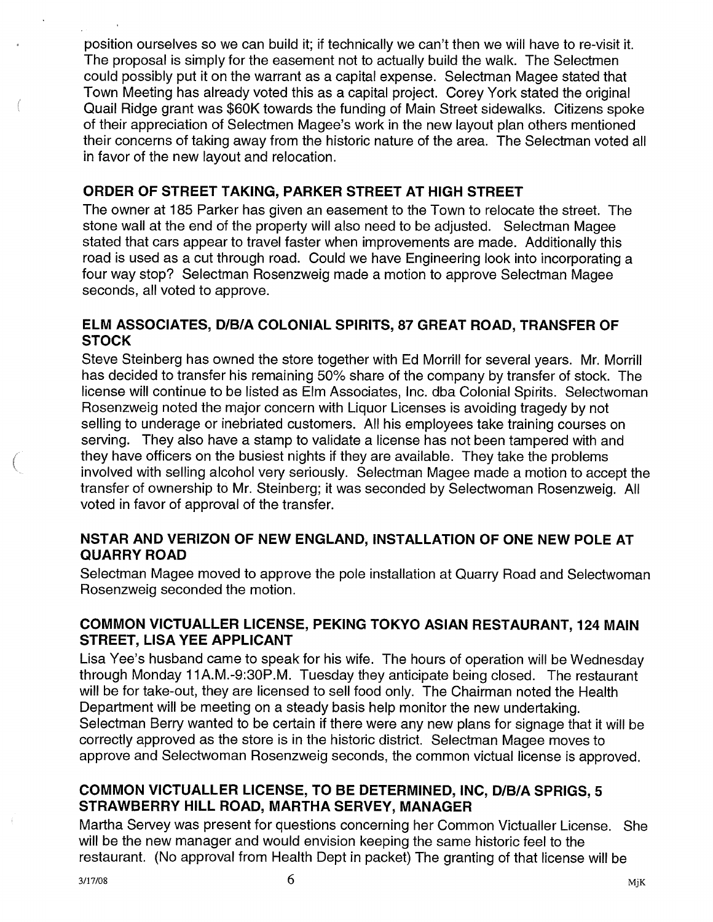position ourselves so we can build it; if technically we can't then we will have to re-visit it. The proposal is simply for the easement not to actually build the walk. The Selectmen could possibly put it on the warrant as a capital expense. Selectman Magee stated that Town Meeting has already voted this as a capital project. Corey York stated the original Quail Ridge grant was $60K towards the funding of Main Street sidewalks. Citizens spoke of their appreciation of Selectmen Magee's work in the new layout plan others mentioned their concerns of taking away from the historic nature of the area. The Selectman voted all in favor of the new layout and relocation.

## ORDER OF STREET TAKING, PARKER STREET AT HIGH STREET

The owner at 185 Parker has given an easement to the Town to relocate the street. The stone wall at the end of the property will also need to be adjusted. Selectman Magee stated that cars appear to travel faster when improvements are made. Additionally this road is used as a cut through road. Could we have Engineering look into incorporating a four way stop? Selectman Rosenzweig made a motion to approve Selectman Magee seconds, all voted to approve.

## ELM ASSOCIATES, D/B/A COLONIAL SPIRITS, 87 GREAT ROAD, TRANSFER OF STOCK

Steve Steinberg has owned the store together with Ed Morrill for several years. Mr. Morrill has decided to transfer his remaining 50% share of the company by transfer of stock. The license will continue to be listed as Elm Associates, Inc. dba Colonial Spirits. Selectwoman Rosenzweig noted the major concern with Liquor Licenses is avoiding tragedy by not selling to underage or inebriated customers. All his employees take training courses on serving. They also have a stamp to validate a license has not been tampered with and they have officers on the busiest nights if they are available. They take the problems involved with selling alcohol very seriously. Selectman Magee made a motion to accept the transfer of ownership to Mr. Steinberg; it was seconded by Selectwoman Rosenzweig. All voted in favor of approval of the transfer.

## NSTAR AND VERIZON OF NEW ENGLAND, INSTALLATION OF ONE NEW POLE AT QUARRY ROAD

Selectman Magee moved to approve the pole installation at Quarry Road and Selectwoman Rosenzweig seconded the motion.

## COMMON VICTUALLER LICENSE, PEKING TOKYO ASIAN RESTAURANT, 124 MAIN STREET, LISA YEE APPLICANT

Lisa Yee's husband came to speak for his wife. The hours of operation will be Wednesday through Monday 11A.M.-9:30P.M. Tuesday they anticipate being closed. The restaurant will be for take-out, they are licensed to sell food only. The Chairman noted the Health Department will be meeting on a steady basis help monitor the new undertaking. Selectman Berry wanted to be certain if there were any new plans for signage that it will be correctly approved as the store is in the historic district. Selectman Magee moves to approve and Selectwoman Rosenzweig seconds, the common victual license is approved.

## COMMON VICTUALLER LICENSE, TO BE DETERMINED, INC, D/B/A SPRIGS, 5 STRAWBERRY HILL ROAD, MARTHA SERVEY, MANAGER

Martha Servey was present for questions concerning her Common Victualler License. She will be the new manager and would envision keeping the same historic feel to the restaurant. (No approval from Health Dept in packet) The granting of that license will be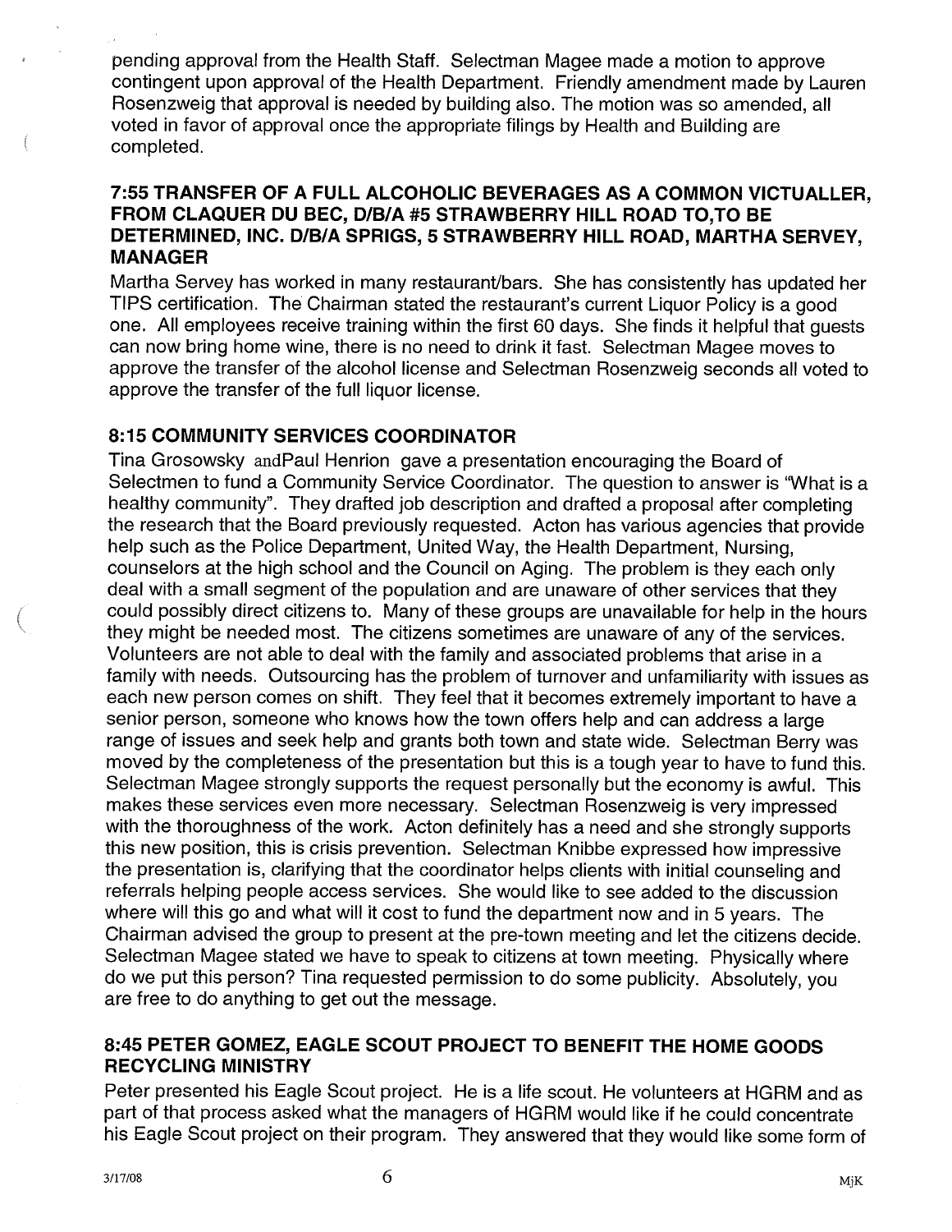pending approval from the Health Staff. Selectman Magee made a motion to approve contingent upon approval of the Health Department. Friendly amendment made by Lauren Rosenzweig that approval is needed by building also. The motion was so amended, all voted in favor of approval once the appropriate filings by Health and Building are completed.

### 7:55 TRANSFER OF A FULL ALCOHOLIC BEVERAGES AS A COMMON VICTUALLER, FROM CLAQUER DU BEC, D/B/A #5 STRAWBERRY HILL ROAD TO,TO BE DETERMINED, INC. D/B/A SPRIGS, 5 STRAWBERRY HILL ROAD, MARTHA SERVEY, MANAGER

Martha Servey has worked in many restaurant/bars. She has consistently has updated her TIPS certification. The Chairman stated the restaurant's current Liquor Policy is a good one. All employees receive training within the first 60 days. She finds it helpful that guests can now bring home wine, there is no need to drink it fast. Selectman Magee moves to approve the transfer of the alcohol license and Selectman Rosenzweig seconds all voted to approve the transfer of the full liquor license.

### 8:15 COMMUNITY SERVICES COORDINATOR

Tina Grosowsky andPaul Henrion gave a presentation encouraging the Board of Selectmen to fund a Community Service Coordinator. The question to answer is "What is a healthy community". They drafted job description and drafted a proposal after completing the research that the Board previously requested. Acton has various agencies that provide help such as the Police Department, United Way, the Health Department, Nursing, counselors at the high school and the Council on Aging. The problem is they each only deal with a small segment of the population and are unaware of other services that they could possibly direct citizens to. Many of these groups are unavailable for help in the hours they might be needed most. The citizens sometimes are unaware of any of the services. Volunteers are not able to deal with the family and associated problems that arise in a family with needs. Outsourcing has the problem of turnover and unfamiliarity with issues as each new person comes on shift. They feel that it becomes extremely important to have a senior person, someone who knows how the town offers help and can address a large range of issues and seek help and grants both town and state wide. Selectman Berry was moved by the completeness of the presentation but this is a tough year to have to fund this. Selectman Magee strongly supports the request personally but the economy is awful. This makes these services even more necessary. Selectman Rosenzweig is very impressed with the thoroughness of the work. Acton definitely has a need and she strongly supports this new position, this is crisis prevention. Selectman Knibbe expressed how impressive the presentation is, clarifying that the coordinator helps clients with initial counseling and referrals helping people access services. She would like to see added to the discussion where will this go and what will it cost to fund the department now and in 5 years. The Chairman advised the group to present at the pre-town meeting and let the citizens decide. Selectman Magee stated we have to speak to citizens at town meeting. Physically where do we put this person? Tina requested permission to do some publicity. Absolutely, you are free to do anything to get out the message.

### 8:45 PETER GOMEZ, EAGLE SCOUT PROJECT TO BENEFIT THE HOME GOODS RECYCLING MINISTRY

Peter presented his Eagle Scout project. He is a life scout. He volunteers at HGRM and as part of that process asked what the managers of HGRM would like if he could concentrate his Eagle Scout project on their program. They answered that they would like some form of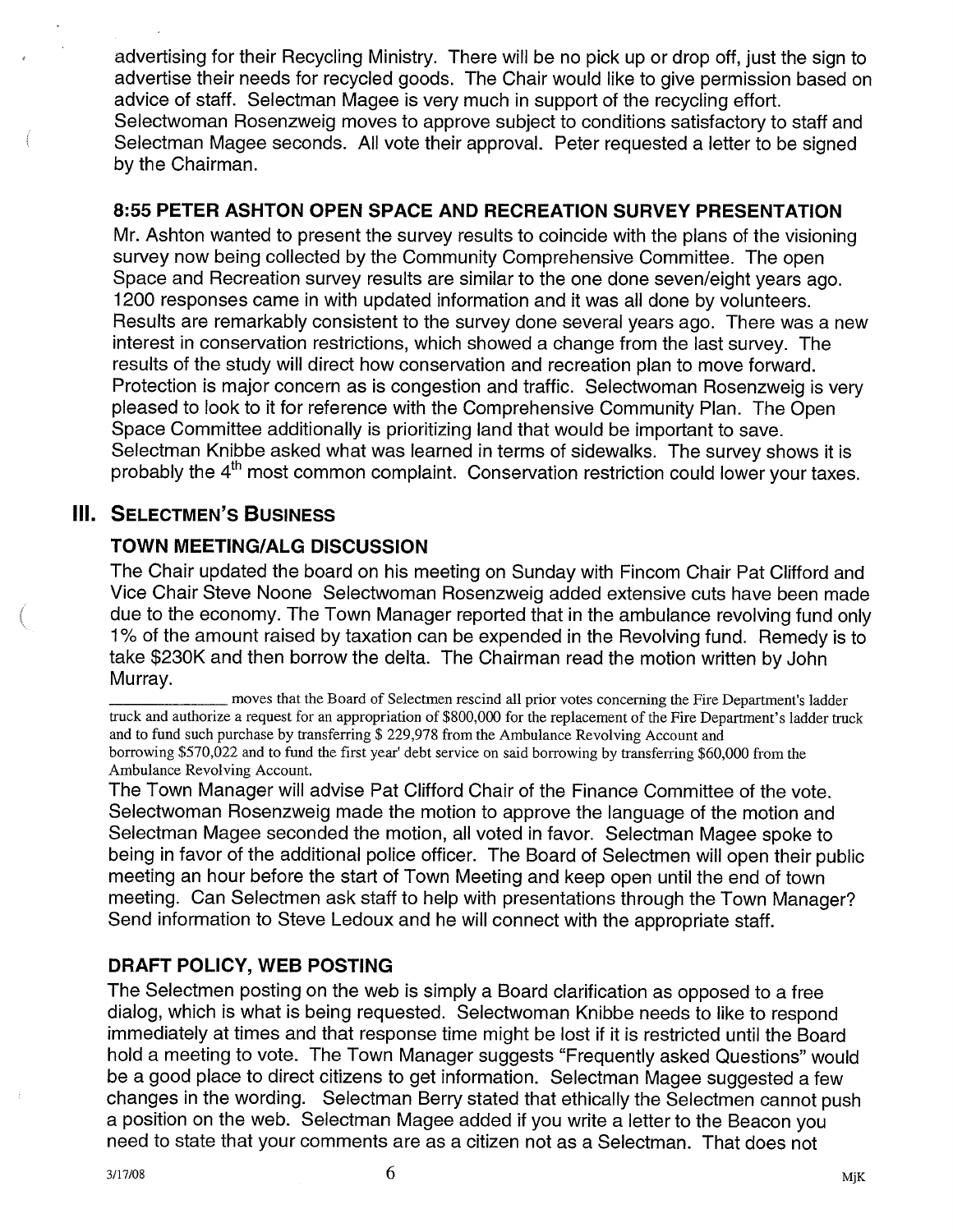advertising for their Recycling Ministry. There will be no pick up or drop off, just the sign to advertise their needs for recycled goods. The Chair would like to give permission based on advice of staff. Selectman Magee is very much in support of the recycling effort. Selectwoman Rosenzweig moves to approve subject to conditions satisfactory to staff and Selectman Magee seconds. All vote their approval. Peter requested a letter to be signed by the Chairman.

### 8:55 PETER ASHTON OPEN SPACE AND RECREATION SURVEY PRESENTATION

Mr. Ashton wanted to present the survey results to coincide with the plans of the visioning survey now being collected by the Community Comprehensive Committee. The open Space and Recreation survey results are similar to the one done seven/eight years ago. 1200 responses came in with updated information and it was all done by volunteers. Results are remarkably consistent to the survey done several years ago. There was a new interest in conservation restrictions, which showed a change from the last survey. The results of the study will direct how conservation and recreation plan to move forward. Protection is major concern as is congestion and traffic. Selectwoman Rosenzweig is very pleased to look to it for reference with the Comprehensive Community Plan. The Open Space Committee additionally is prioritizing land that would be important to save. Selectman Knibbe asked what was learned in terms of sidewalks. The survey shows it is probably the 4th most common complaint. Conservation restriction could lower your taxes.

## III. SELECTMEN'S BUSINESS

### TOWN MEETING/ALG DISCUSSION

The Chair updated the board on his meeting on Sunday with Fincom Chair Pat Clifford and Vice Chair Steve Noone Selectwoman Rosenzweig added extensive cuts have been made due to the economy. The Town Manager reported that in the ambulance revolving fund only 1% of the amount raised by taxation can be expended in the Revolving fund. Remedy is to take $230K and then borrow the delta. The Chairman read the motion written by John Murray.

_______________ moves that the Board of Selectmen rescind all prior votes concerning the Fire Department's ladder truck and authorize a request for an appropriation of $800,000 for the replacement of the Fire Department's ladder truck and to fund such purchase by transferring $ 229,978 from the Ambulance Revolving Account and borrowing $570,022 and to fund the first year' debt service on said borrowing by transferring $60,000 from the Ambulance Revolving Account.

The Town Manager will advise Pat Clifford Chair of the Finance Committee of the vote. Selectwoman Rosenzweig made the motion to approve the language of the motion and Selectman Magee seconded the motion, all voted in favor. Selectman Magee spoke to being in favor of the additional police officer. The Board of Selectmen will open their public meeting an hour before the start of Town Meeting and keep open until the end of town meeting. Can Selectmen ask staff to help with presentations through the Town Manager? Send information to Steve Ledoux and he will connect with the appropriate staff.

### DRAFT POLICY, WEB POSTING

The Selectmen posting on the web is simply a Board clarification as opposed to a free dialog, which is what is being requested. Selectwoman Knibbe needs to like to respond immediately at times and that response time might be lost if it is restricted until the Board hold a meeting to vote. The Town Manager suggests "Frequently asked Questions" would be a good place to direct citizens to get information. Selectman Magee suggested a few changes in the wording. Selectman Berry stated that ethically the Selectmen cannot push a position on the web. Selectman Magee added if you write a letter to the Beacon you need to state that your comments are as a citizen not as a Selectman. That does not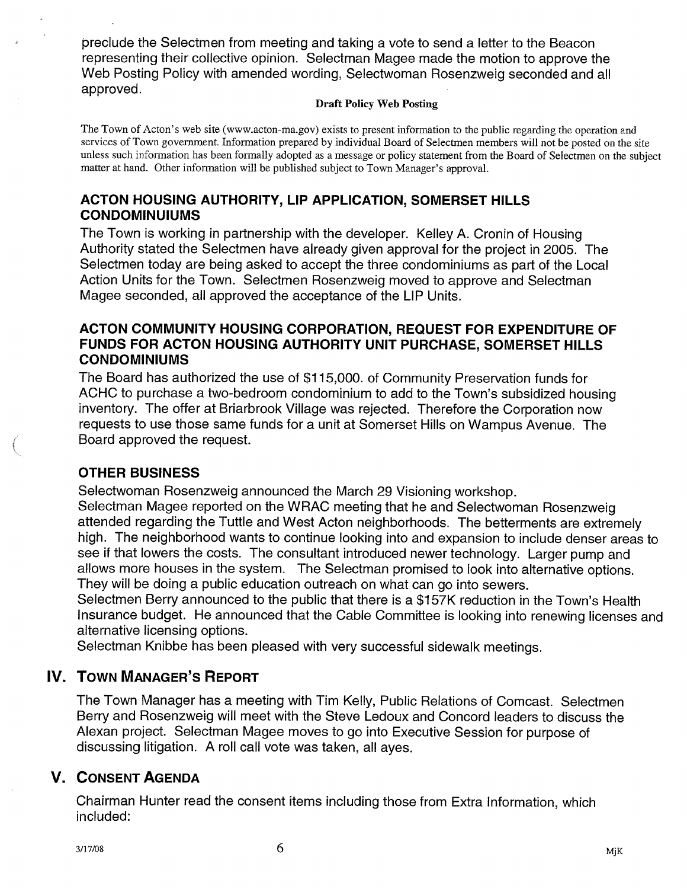preclude the Selectmen from meeting and taking a vote to send a letter to the Beacon representing their collective opinion. Selectman Magee made the motion to approve the Web Posting Policy with amended wording, Selectwoman Rosenzweig seconded and all approved.

**Draft Policy Web Posting**

The Town of Acton's web site (www.acton-ma.gov) exists to present information to the public regarding the operation and services of Town government. Information prepared by individual Board of Selectmen members will not be posted on the site unless such information has been formally adopted as a message or policy statement from the Board of Selectmen on the subject matter at hand. Other information will be published subject to Town Manager's approval.

### ACTON HOUSING AUTHORITY, LIP APPLICATION, SOMERSET HILLS CONDOMINUIUMS

The Town is working in partnership with the developer. Kelley A. Cronin of Housing Authority stated the Selectmen have already given approval for the project in 2005. The Selectmen today are being asked to accept the three condominiums as part of the Local Action Units for the Town. Selectmen Rosenzweig moved to approve and Selectman Magee seconded, all approved the acceptance of the LIP Units.

### ACTON COMMUNITY HOUSING CORPORATION, REQUEST FOR EXPENDITURE OF FUNDS FOR ACTON HOUSING AUTHORITY UNIT PURCHASE, SOMERSET HILLS CONDOMINIUMS

The Board has authorized the use of $115,000. of Community Preservation funds for ACHC to purchase a two-bedroom condominium to add to the Town's subsidized housing inventory. The offer at Briarbrook Village was rejected. Therefore the Corporation now requests to use those same funds for a unit at Somerset Hills on Wampus Avenue. The Board approved the request.

### OTHER BUSINESS

Selectwoman Rosenzweig announced the March 29 Visioning workshop.

Selectman Magee reported on the WRAC meeting that he and Selectwoman Rosenzweig attended regarding the Tuttle and West Acton neighborhoods. The betterments are extremely high. The neighborhood wants to continue looking into and expansion to include denser areas to see if that lowers the costs. The consultant introduced newer technology. Larger pump and allows more houses in the system. The Selectman promised to look into alternative options. They will be doing a public education outreach on what can go into sewers.

Selectmen Berry announced to the public that there is a $157K reduction in the Town's Health Insurance budget. He announced that the Cable Committee is looking into renewing licenses and alternative licensing options.

Selectman Knibbe has been pleased with very successful sidewalk meetings.

## IV. Town Manager's Report

The Town Manager has a meeting with Tim Kelly, Public Relations of Comcast. Selectmen Berry and Rosenzweig will meet with the Steve Ledoux and Concord leaders to discuss the Alexan project. Selectman Magee moves to go into Executive Session for purpose of discussing litigation. A roll call vote was taken, all ayes.

## V. Consent Agenda

Chairman Hunter read the consent items including those from Extra Information, which included: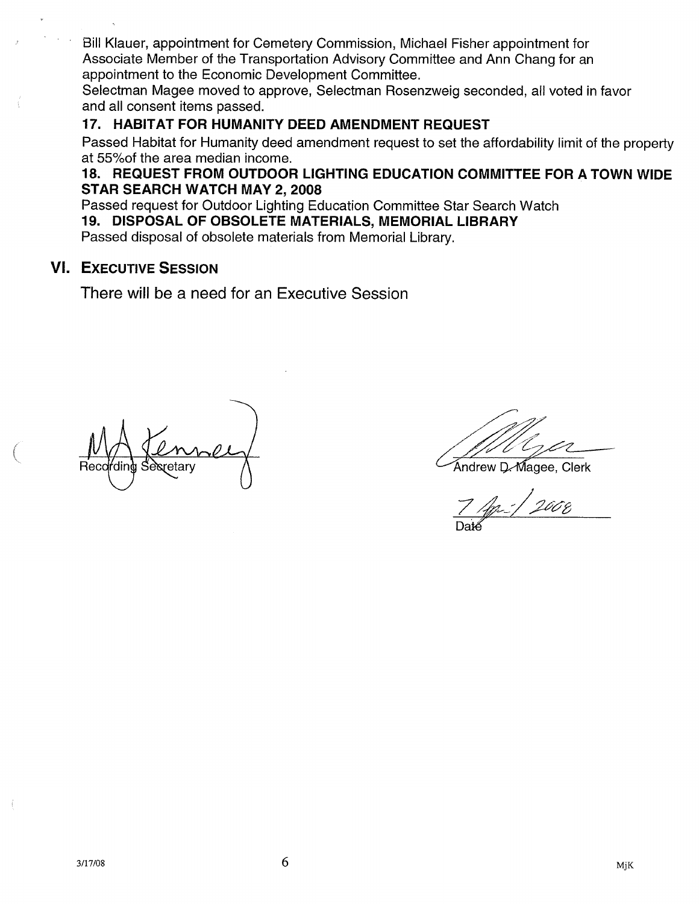Bill Klauer, appointment for Cemetery Commission, Michael Fisher appointment for Associate Member of the Transportation Advisory Committee and Ann Chang for an appointment to the Economic Development Committee.

Selectman Magee moved to approve, Selectman Rosenzweig seconded, all voted in favor and all consent items passed.

**17. HABITAT FOR HUMANITY DEED AMENDMENT REQUEST**

Passed Habitat for Humanity deed amendment request to set the affordability limit of the property at 55%of the area median income.

**18. REQUEST FROM OUTDOOR LIGHTING EDUCATION COMMITTEE FOR A TOWN WIDE STAR SEARCH WATCH MAY 2, 2008**

Passed request for Outdoor Lighting Education Committee Star Search Watch

**19. DISPOSAL OF OBSOLETE MATERIALS, MEMORIAL LIBRARY**

Passed disposal of obsolete materials from Memorial Library.

## VI. EXECUTIVE SESSION

There will be a need for an Executive Session

Recording Secretary

Andrew D. Magee, Clerk

7 Apr / 2008

Date